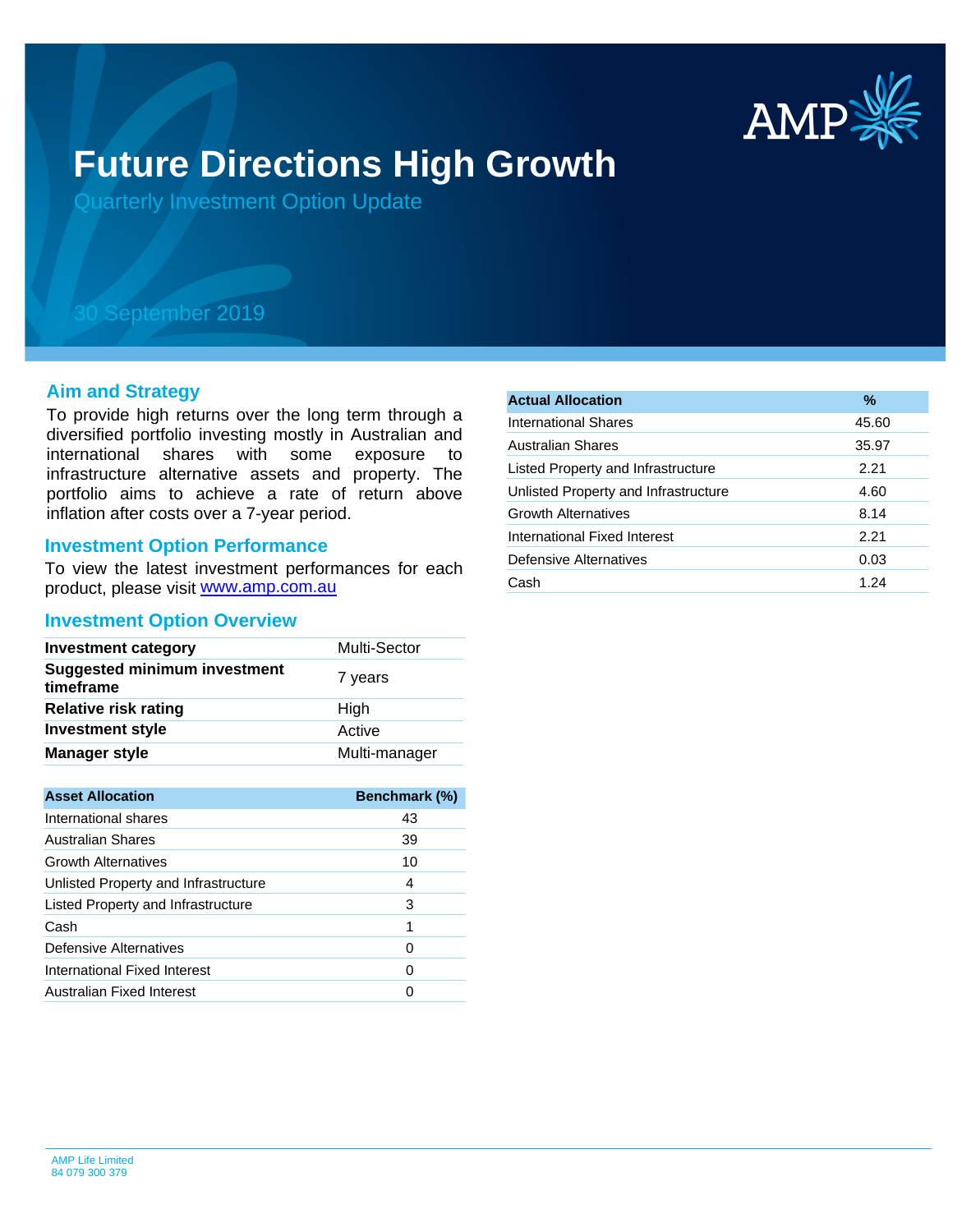# Future Directions High Growth

Quarterly Investment Option Update

30 September 2019

## Aim and Strategy

To provide high returns over the long term through a diversified portfolio investing mostly in Australian and international shares with some exposure to infrastructure alternative assets and property. The portfolio aims to achieve a rate of return above inflation after costs over a 7-year period.

## Investment Option Performance

To view the latest investment performances for each product, please visit www.amp.com.au

## Investment Option Overview

| | |
|---|---|
| **Investment category** | Multi-Sector |
| **Suggested minimum investment timeframe** | 7 years |
| **Relative risk rating** | High |
| **Investment style** | Active |
| **Manager style** | Multi-manager |

| Asset Allocation | Benchmark (%) |
|---|---|
| International shares | 43 |
| Australian Shares | 39 |
| Growth Alternatives | 10 |
| Unlisted Property and Infrastructure | 4 |
| Listed Property and Infrastructure | 3 |
| Cash | 1 |
| Defensive Alternatives | 0 |
| International Fixed Interest | 0 |
| Australian Fixed Interest | 0 |

| Actual Allocation | % |
|---|---|
| International Shares | 45.60 |
| Australian Shares | 35.97 |
| Listed Property and Infrastructure | 2.21 |
| Unlisted Property and Infrastructure | 4.60 |
| Growth Alternatives | 8.14 |
| International Fixed Interest | 2.21 |
| Defensive Alternatives | 0.03 |
| Cash | 1.24 |

AMP Life Limited
84 079 300 379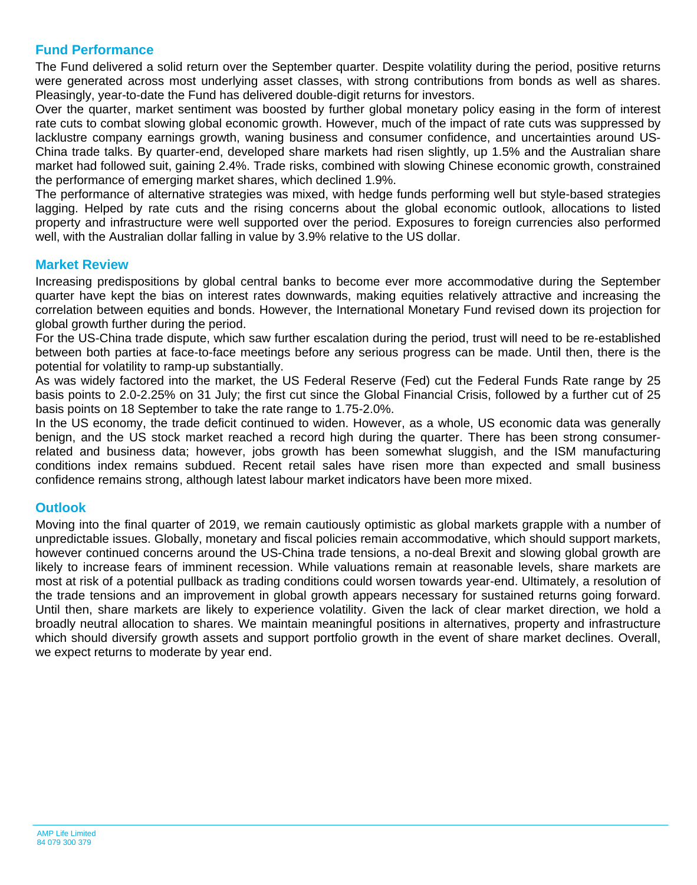## Fund Performance

The Fund delivered a solid return over the September quarter. Despite volatility during the period, positive returns were generated across most underlying asset classes, with strong contributions from bonds as well as shares. Pleasingly, year-to-date the Fund has delivered double-digit returns for investors.

Over the quarter, market sentiment was boosted by further global monetary policy easing in the form of interest rate cuts to combat slowing global economic growth. However, much of the impact of rate cuts was suppressed by lacklustre company earnings growth, waning business and consumer confidence, and uncertainties around US-China trade talks. By quarter-end, developed share markets had risen slightly, up 1.5% and the Australian share market had followed suit, gaining 2.4%. Trade risks, combined with slowing Chinese economic growth, constrained the performance of emerging market shares, which declined 1.9%.

The performance of alternative strategies was mixed, with hedge funds performing well but style-based strategies lagging. Helped by rate cuts and the rising concerns about the global economic outlook, allocations to listed property and infrastructure were well supported over the period. Exposures to foreign currencies also performed well, with the Australian dollar falling in value by 3.9% relative to the US dollar.

## Market Review

Increasing predispositions by global central banks to become ever more accommodative during the September quarter have kept the bias on interest rates downwards, making equities relatively attractive and increasing the correlation between equities and bonds. However, the International Monetary Fund revised down its projection for global growth further during the period.

For the US-China trade dispute, which saw further escalation during the period, trust will need to be re-established between both parties at face-to-face meetings before any serious progress can be made. Until then, there is the potential for volatility to ramp-up substantially.

As was widely factored into the market, the US Federal Reserve (Fed) cut the Federal Funds Rate range by 25 basis points to 2.0-2.25% on 31 July; the first cut since the Global Financial Crisis, followed by a further cut of 25 basis points on 18 September to take the rate range to 1.75-2.0%.

In the US economy, the trade deficit continued to widen. However, as a whole, US economic data was generally benign, and the US stock market reached a record high during the quarter. There has been strong consumer-related and business data; however, jobs growth has been somewhat sluggish, and the ISM manufacturing conditions index remains subdued. Recent retail sales have risen more than expected and small business confidence remains strong, although latest labour market indicators have been more mixed.

## Outlook

Moving into the final quarter of 2019, we remain cautiously optimistic as global markets grapple with a number of unpredictable issues. Globally, monetary and fiscal policies remain accommodative, which should support markets, however continued concerns around the US-China trade tensions, a no-deal Brexit and slowing global growth are likely to increase fears of imminent recession. While valuations remain at reasonable levels, share markets are most at risk of a potential pullback as trading conditions could worsen towards year-end. Ultimately, a resolution of the trade tensions and an improvement in global growth appears necessary for sustained returns going forward. Until then, share markets are likely to experience volatility. Given the lack of clear market direction, we hold a broadly neutral allocation to shares. We maintain meaningful positions in alternatives, property and infrastructure which should diversify growth assets and support portfolio growth in the event of share market declines. Overall, we expect returns to moderate by year end.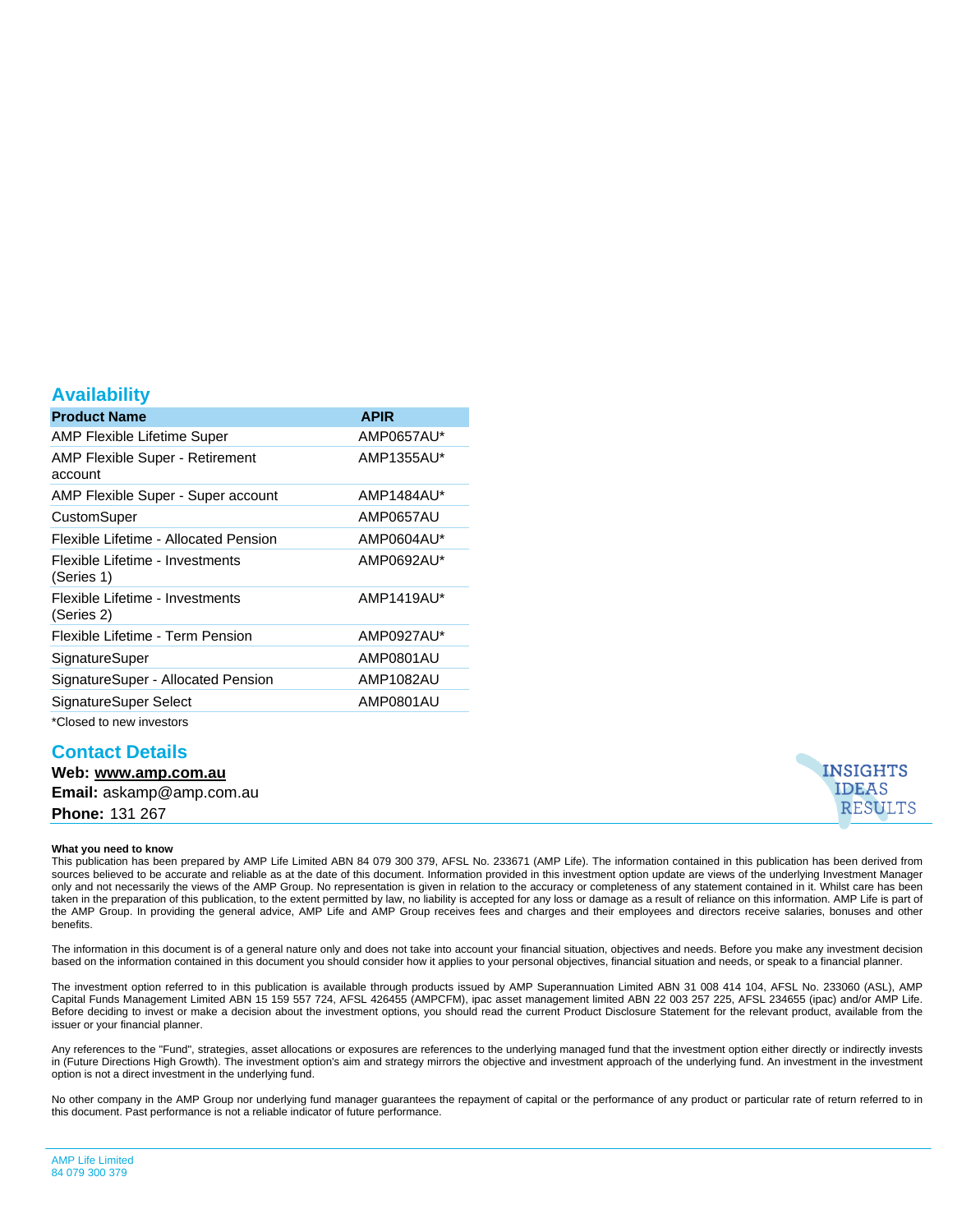## Availability

| Product Name | APIR |
|---|---|
| AMP Flexible Lifetime Super | AMP0657AU* |
| AMP Flexible Super - Retirement account | AMP1355AU* |
| AMP Flexible Super - Super account | AMP1484AU* |
| CustomSuper | AMP0657AU |
| Flexible Lifetime - Allocated Pension | AMP0604AU* |
| Flexible Lifetime - Investments (Series 1) | AMP0692AU* |
| Flexible Lifetime - Investments (Series 2) | AMP1419AU* |
| Flexible Lifetime - Term Pension | AMP0927AU* |
| SignatureSuper | AMP0801AU |
| SignatureSuper - Allocated Pension | AMP1082AU |
| SignatureSuper Select | AMP0801AU |

*Closed to new investors

## Contact Details

**Web:** **www.amp.com.au**
**Email:** askamp@amp.com.au
**Phone:** 131 267

INSIGHTS
IDEAS
RESULTS

**What you need to know**
This publication has been prepared by AMP Life Limited ABN 84 079 300 379, AFSL No. 233671 (AMP Life). The information contained in this publication has been derived from sources believed to be accurate and reliable as at the date of this document. Information provided in this investment option update are views of the underlying Investment Manager only and not necessarily the views of the AMP Group. No representation is given in relation to the accuracy or completeness of any statement contained in it. Whilst care has been taken in the preparation of this publication, to the extent permitted by law, no liability is accepted for any loss or damage as a result of reliance on this information. AMP Life is part of the AMP Group. In providing the general advice, AMP Life and AMP Group receives fees and charges and their employees and directors receive salaries, bonuses and other benefits.

The information in this document is of a general nature only and does not take into account your financial situation, objectives and needs. Before you make any investment decision based on the information contained in this document you should consider how it applies to your personal objectives, financial situation and needs, or speak to a financial planner.

The investment option referred to in this publication is available through products issued by AMP Superannuation Limited ABN 31 008 414 104, AFSL No. 233060 (ASL), AMP Capital Funds Management Limited ABN 15 159 557 724, AFSL 426455 (AMPCFM), ipac asset management limited ABN 22 003 257 225, AFSL 234655 (ipac) and/or AMP Life. Before deciding to invest or make a decision about the investment options, you should read the current Product Disclosure Statement for the relevant product, available from the issuer or your financial planner.

Any references to the "Fund", strategies, asset allocations or exposures are references to the underlying managed fund that the investment option either directly or indirectly invests in (Future Directions High Growth). The investment option's aim and strategy mirrors the objective and investment approach of the underlying fund. An investment in the investment option is not a direct investment in the underlying fund.

No other company in the AMP Group nor underlying fund manager guarantees the repayment of capital or the performance of any product or particular rate of return referred to in this document. Past performance is not a reliable indicator of future performance.

AMP Life Limited
84 079 300 379